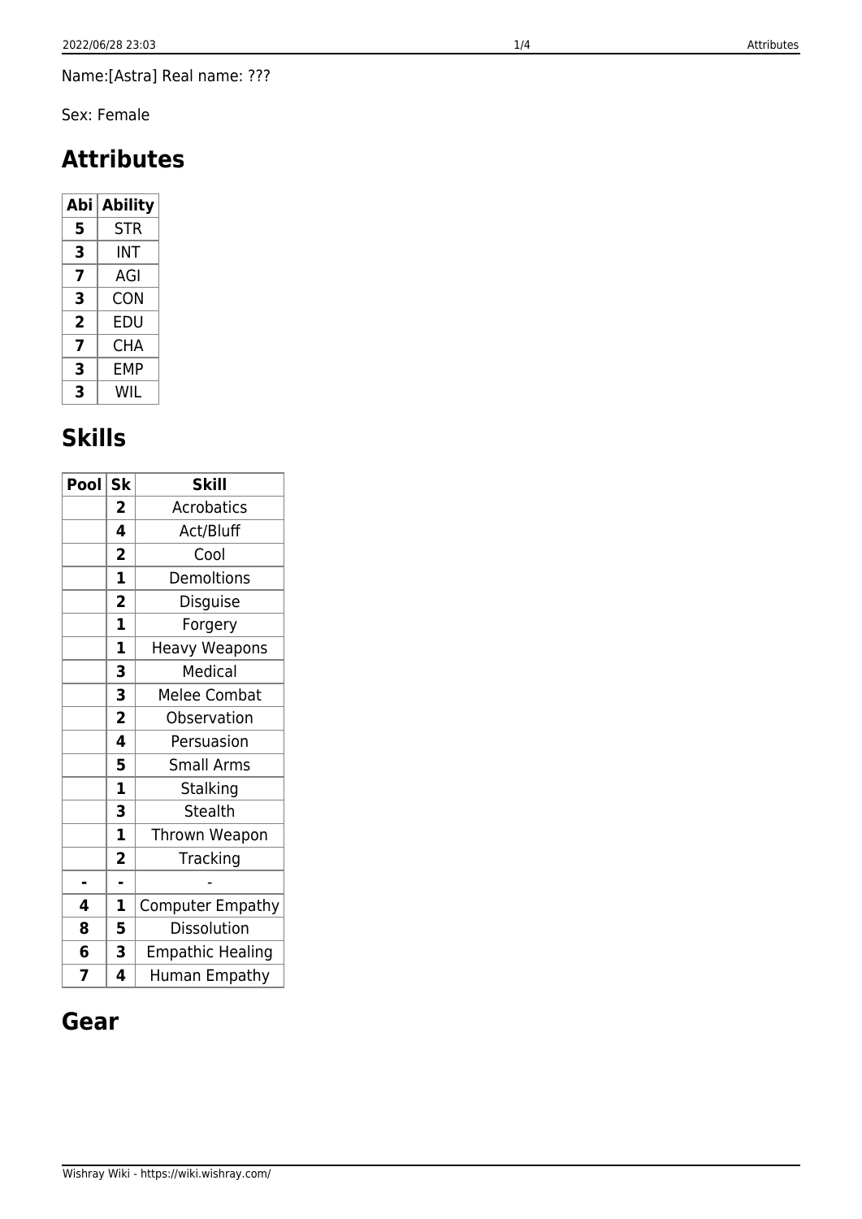Name:[Astra] Real name: ???

Sex: Female

# Attributes

| Abi | Ability |
|---|---|
| 5 | STR |
| 3 | INT |
| 7 | AGI |
| 3 | CON |
| 2 | EDU |
| 7 | CHA |
| 3 | EMP |
| 3 | WIL |

# Skills

| Pool | Sk | Skill |
|---|---|---|
| | 2 | Acrobatics |
| | 4 | Act/Bluff |
| | 2 | Cool |
| | 1 | Demoltions |
| | 2 | Disguise |
| | 1 | Forgery |
| | 1 | Heavy Weapons |
| | 3 | Medical |
| | 3 | Melee Combat |
| | 2 | Observation |
| | 4 | Persuasion |
| | 5 | Small Arms |
| | 1 | Stalking |
| | 3 | Stealth |
| | 1 | Thrown Weapon |
| | 2 | Tracking |
| - | - | - |
| 4 | 1 | Computer Empathy |
| 8 | 5 | Dissolution |
| 6 | 3 | Empathic Healing |
| 7 | 4 | Human Empathy |

# Gear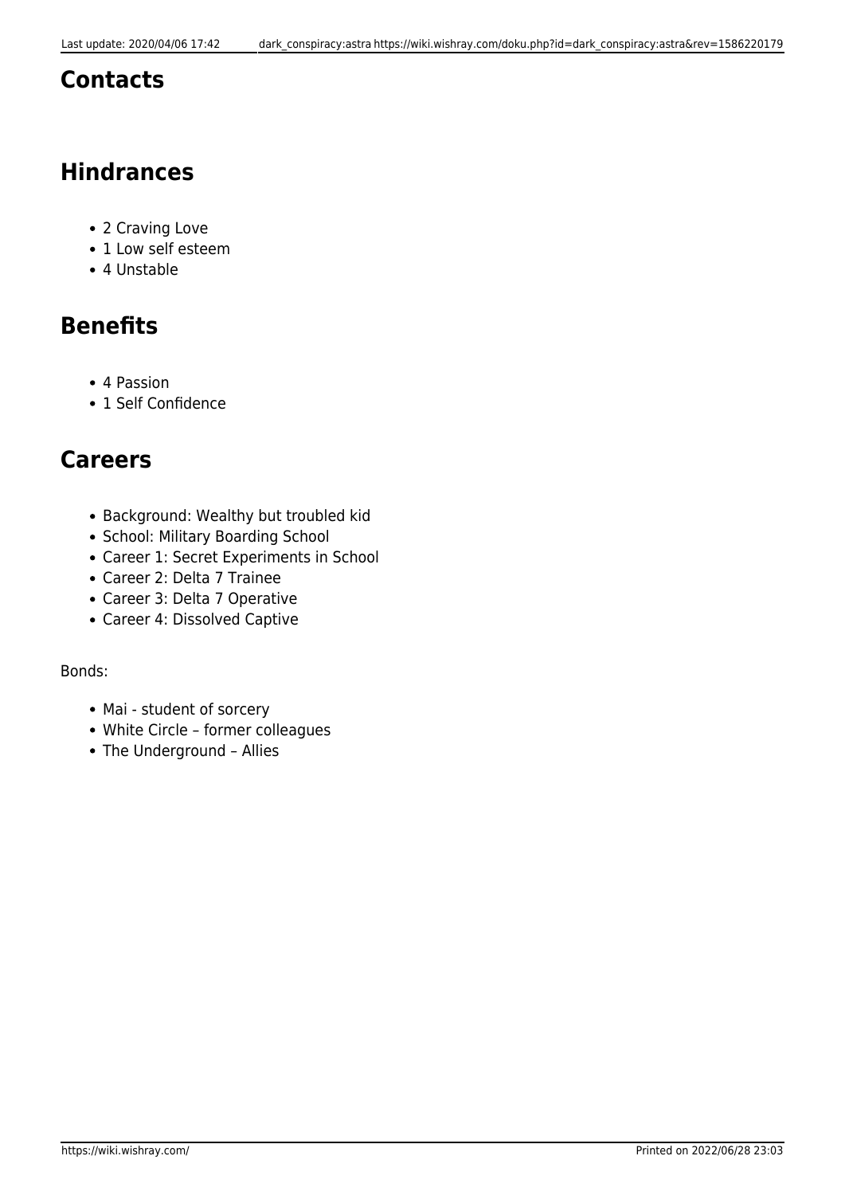## Contacts

## Hindrances

- 2 Craving Love
- 1 Low self esteem
- 4 Unstable

## Benefits

- 4 Passion
- 1 Self Confidence

## Careers

- Background: Wealthy but troubled kid
- School: Military Boarding School
- Career 1: Secret Experiments in School
- Career 2: Delta 7 Trainee
- Career 3: Delta 7 Operative
- Career 4: Dissolved Captive

Bonds:

- Mai - student of sorcery
- White Circle – former colleagues
- The Underground – Allies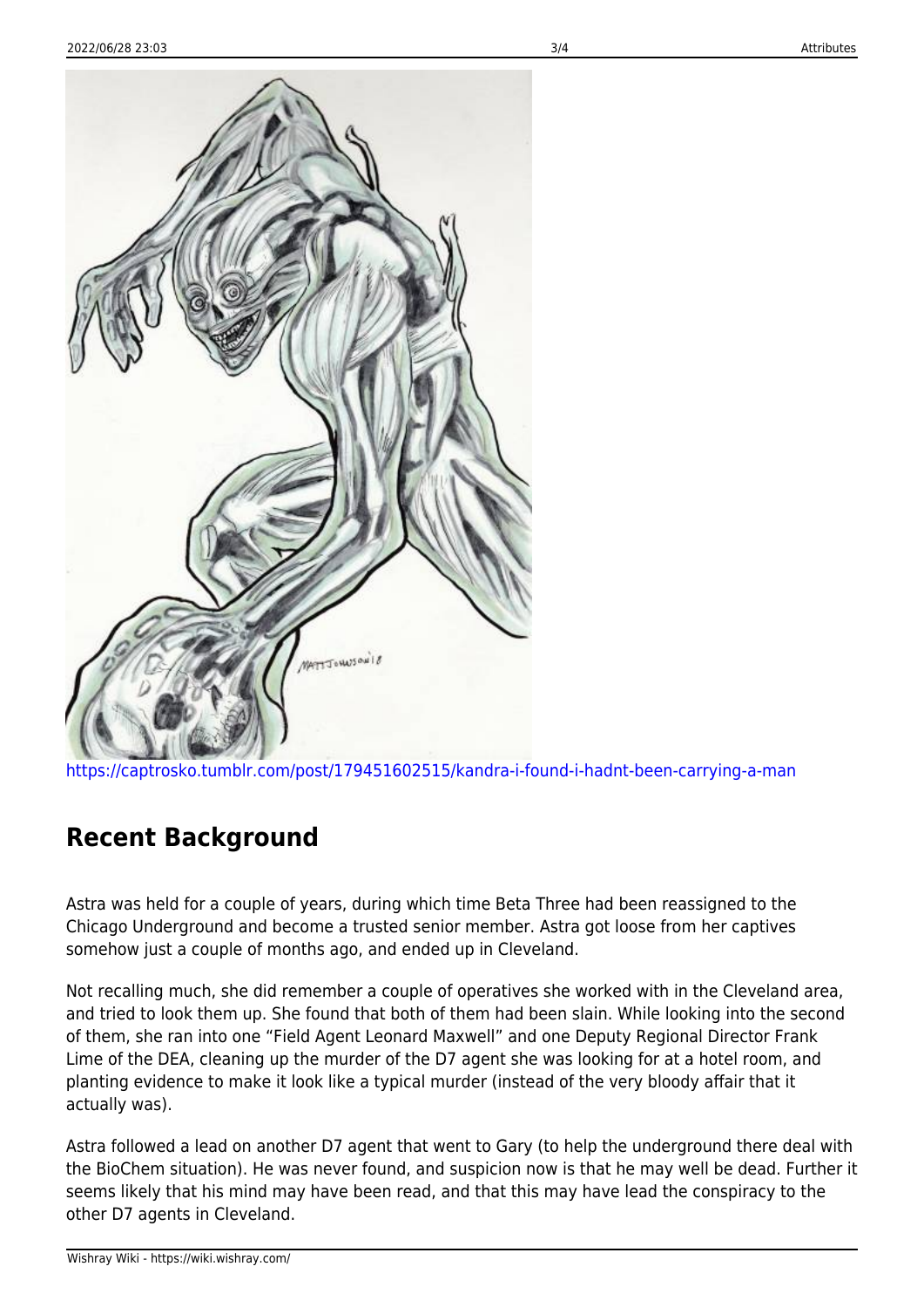https://captrosko.tumblr.com/post/179451602515/kandra-i-found-i-hadnt-been-carrying-a-man

## Recent Background

Astra was held for a couple of years, during which time Beta Three had been reassigned to the Chicago Underground and become a trusted senior member. Astra got loose from her captives somehow just a couple of months ago, and ended up in Cleveland.

Not recalling much, she did remember a couple of operatives she worked with in the Cleveland area, and tried to look them up. She found that both of them had been slain. While looking into the second of them, she ran into one "Field Agent Leonard Maxwell" and one Deputy Regional Director Frank Lime of the DEA, cleaning up the murder of the D7 agent she was looking for at a hotel room, and planting evidence to make it look like a typical murder (instead of the very bloody affair that it actually was).

Astra followed a lead on another D7 agent that went to Gary (to help the underground there deal with the BioChem situation). He was never found, and suspicion now is that he may well be dead. Further it seems likely that his mind may have been read, and that this may have lead the conspiracy to the other D7 agents in Cleveland.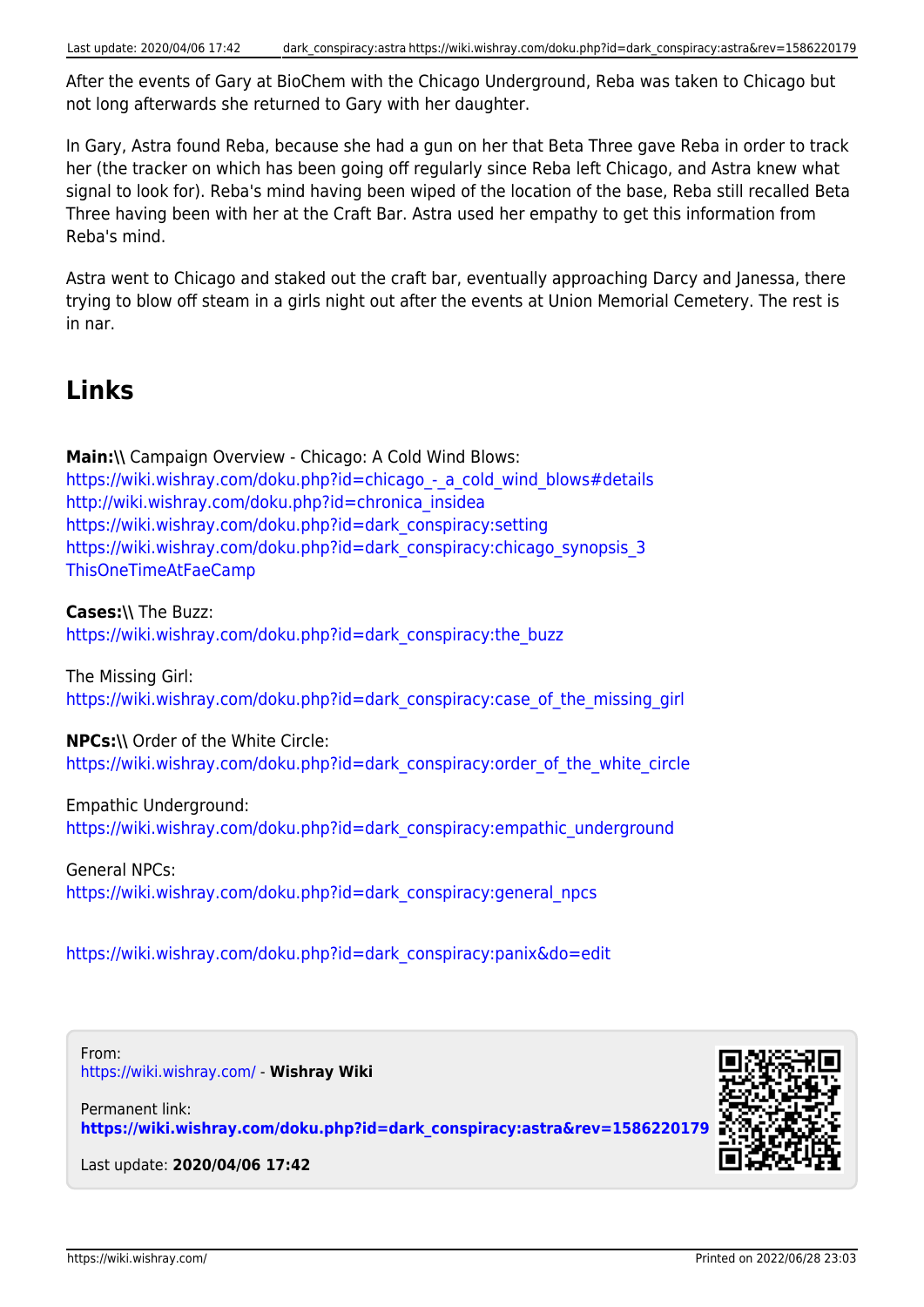After the events of Gary at BioChem with the Chicago Underground, Reba was taken to Chicago but not long afterwards she returned to Gary with her daughter.

In Gary, Astra found Reba, because she had a gun on her that Beta Three gave Reba in order to track her (the tracker on which has been going off regularly since Reba left Chicago, and Astra knew what signal to look for). Reba's mind having been wiped of the location of the base, Reba still recalled Beta Three having been with her at the Craft Bar. Astra used her empathy to get this information from Reba's mind.

Astra went to Chicago and staked out the craft bar, eventually approaching Darcy and Janessa, there trying to blow off steam in a girls night out after the events at Union Memorial Cemetery. The rest is in nar.

## Links

**Main:**\\ Campaign Overview - Chicago: A Cold Wind Blows:
https://wiki.wishray.com/doku.php?id=chicago_-_a_cold_wind_blows#details
http://wiki.wishray.com/doku.php?id=chronica_insidea
https://wiki.wishray.com/doku.php?id=dark_conspiracy:setting
https://wiki.wishray.com/doku.php?id=dark_conspiracy:chicago_synopsis_3
ThisOneTimeAtFaeCamp

**Cases:**\\ The Buzz:
https://wiki.wishray.com/doku.php?id=dark_conspiracy:the_buzz

The Missing Girl:
https://wiki.wishray.com/doku.php?id=dark_conspiracy:case_of_the_missing_girl

**NPCs:**\\ Order of the White Circle:
https://wiki.wishray.com/doku.php?id=dark_conspiracy:order_of_the_white_circle

Empathic Underground:
https://wiki.wishray.com/doku.php?id=dark_conspiracy:empathic_underground

General NPCs:
https://wiki.wishray.com/doku.php?id=dark_conspiracy:general_npcs

https://wiki.wishray.com/doku.php?id=dark_conspiracy:panix&do=edit

From:
https://wiki.wishray.com/ - **Wishray Wiki**

Permanent link:
**https://wiki.wishray.com/doku.php?id=dark_conspiracy:astra&rev=1586220179**

Last update: **2020/04/06 17:42**